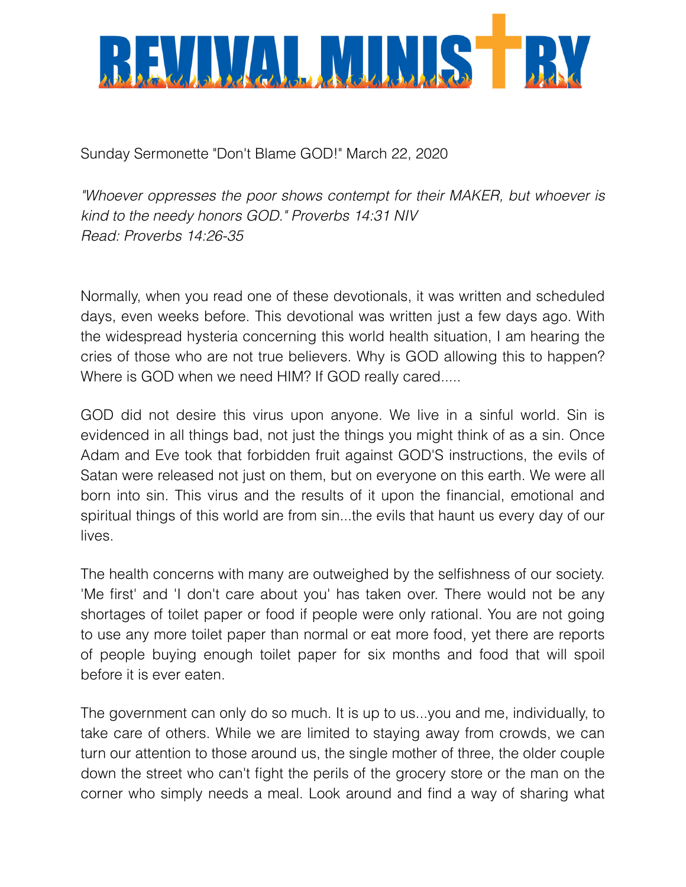# REVIVAL MINISTRY

Sunday Sermonette "Don't Blame GOD!" March 22, 2020

*"Whoever oppresses the poor shows contempt for their MAKER, but whoever is kind to the needy honors GOD." Proverbs 14:31 NIV*
*Read: Proverbs 14:26-35*

Normally, when you read one of these devotionals, it was written and scheduled days, even weeks before. This devotional was written just a few days ago. With the widespread hysteria concerning this world health situation, I am hearing the cries of those who are not true believers. Why is GOD allowing this to happen? Where is GOD when we need HIM? If GOD really cared.....

GOD did not desire this virus upon anyone. We live in a sinful world. Sin is evidenced in all things bad, not just the things you might think of as a sin. Once Adam and Eve took that forbidden fruit against GOD'S instructions, the evils of Satan were released not just on them, but on everyone on this earth. We were all born into sin. This virus and the results of it upon the financial, emotional and spiritual things of this world are from sin...the evils that haunt us every day of our lives.

The health concerns with many are outweighed by the selfishness of our society. 'Me first' and 'I don't care about you' has taken over. There would not be any shortages of toilet paper or food if people were only rational. You are not going to use any more toilet paper than normal or eat more food, yet there are reports of people buying enough toilet paper for six months and food that will spoil before it is ever eaten.

The government can only do so much. It is up to us...you and me, individually, to take care of others. While we are limited to staying away from crowds, we can turn our attention to those around us, the single mother of three, the older couple down the street who can't fight the perils of the grocery store or the man on the corner who simply needs a meal. Look around and find a way of sharing what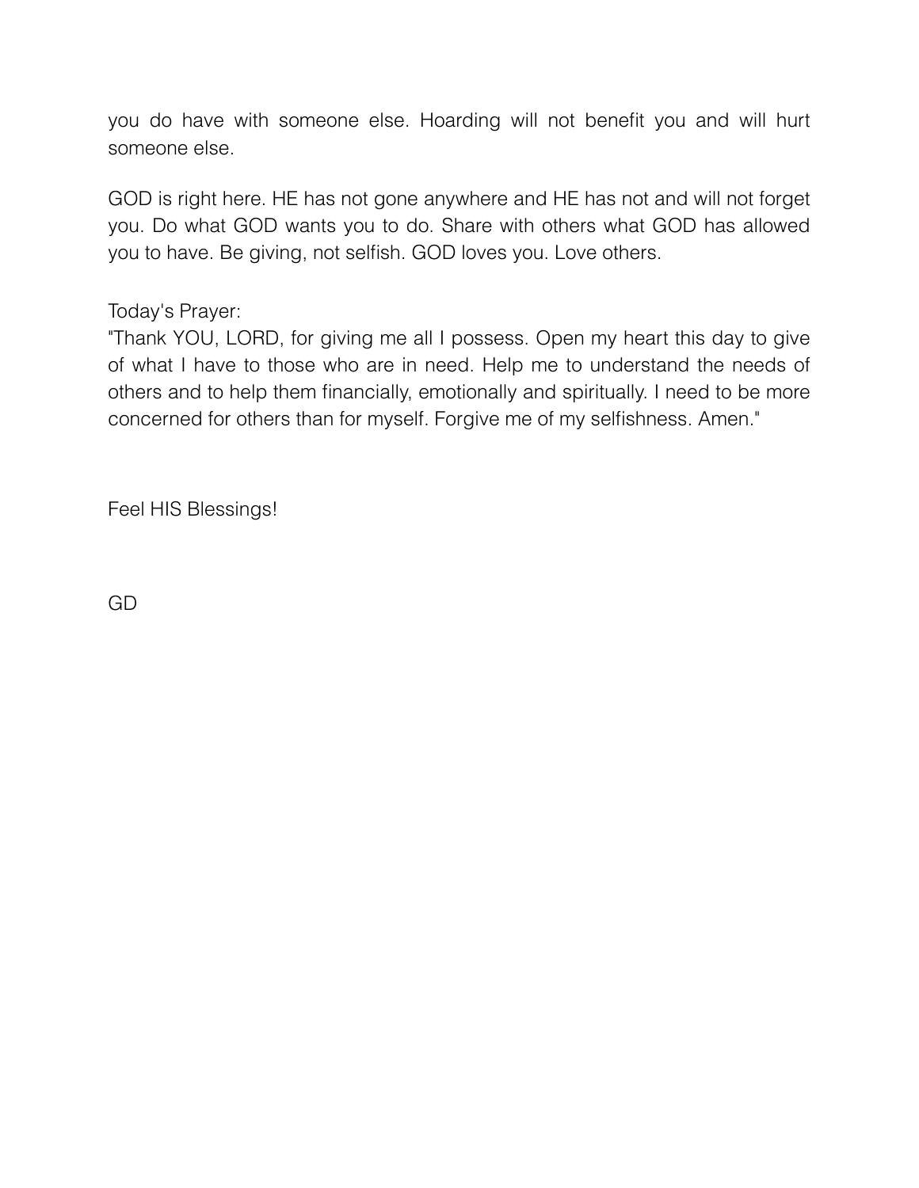you do have with someone else. Hoarding will not benefit you and will hurt someone else.

GOD is right here. HE has not gone anywhere and HE has not and will not forget you. Do what GOD wants you to do. Share with others what GOD has allowed you to have. Be giving, not selfish. GOD loves you. Love others.

Today's Prayer:
"Thank YOU, LORD, for giving me all I possess. Open my heart this day to give of what I have to those who are in need. Help me to understand the needs of others and to help them financially, emotionally and spiritually. I need to be more concerned for others than for myself. Forgive me of my selfishness. Amen."

Feel HIS Blessings!

GD